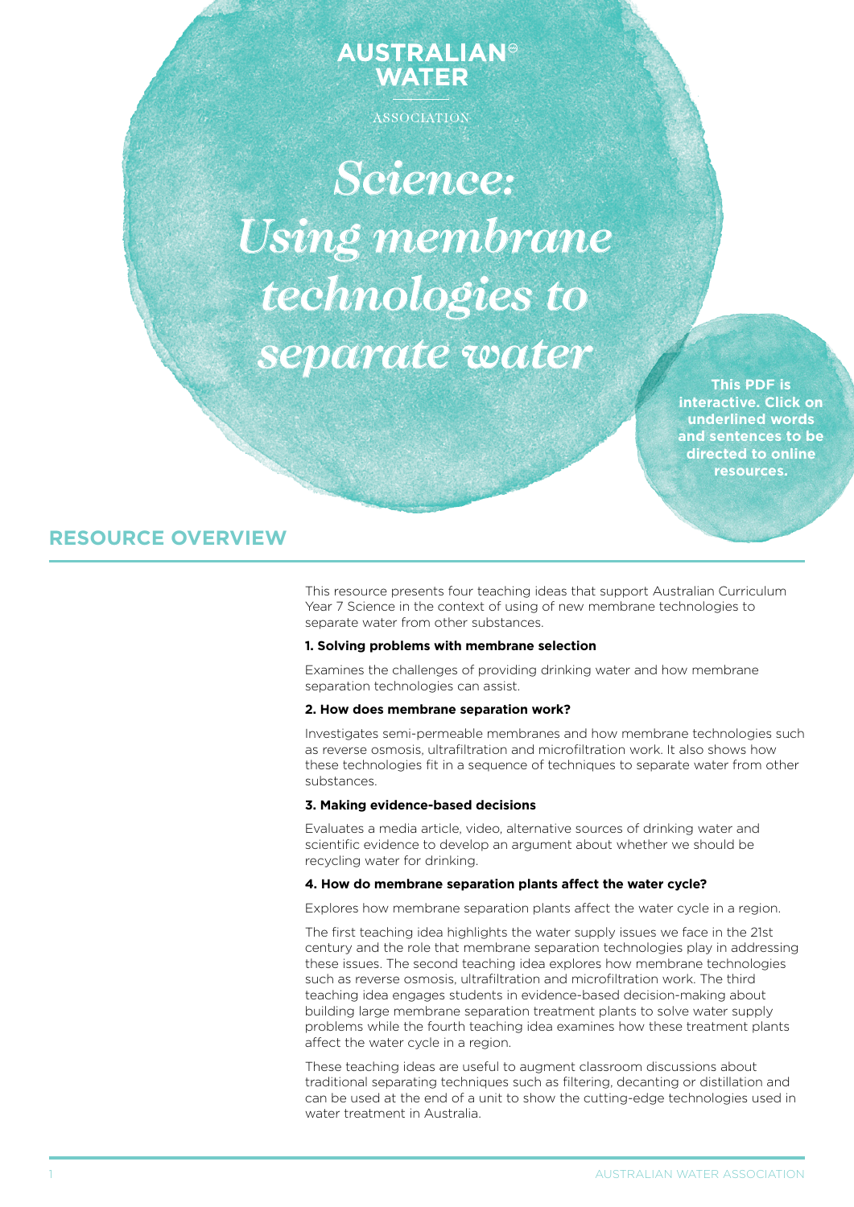AUSTRALIAN WATER ASSOCIATION

# Science: Using membrane technologies to separate water

**This PDF is interactive. Click on underlined words and sentences to be directed to online resources.**

## RESOURCE OVERVIEW

This resource presents four teaching ideas that support Australian Curriculum Year 7 Science in the context of using of new membrane technologies to separate water from other substances.

**1. Solving problems with membrane selection**

Examines the challenges of providing drinking water and how membrane separation technologies can assist.

**2. How does membrane separation work?**

Investigates semi-permeable membranes and how membrane technologies such as reverse osmosis, ultrafiltration and microfiltration work. It also shows how these technologies fit in a sequence of techniques to separate water from other substances.

**3. Making evidence-based decisions**

Evaluates a media article, video, alternative sources of drinking water and scientific evidence to develop an argument about whether we should be recycling water for drinking.

**4. How do membrane separation plants affect the water cycle?**

Explores how membrane separation plants affect the water cycle in a region.

The first teaching idea highlights the water supply issues we face in the 21st century and the role that membrane separation technologies play in addressing these issues. The second teaching idea explores how membrane technologies such as reverse osmosis, ultrafiltration and microfiltration work. The third teaching idea engages students in evidence-based decision-making about building large membrane separation treatment plants to solve water supply problems while the fourth teaching idea examines how these treatment plants affect the water cycle in a region.

These teaching ideas are useful to augment classroom discussions about traditional separating techniques such as filtering, decanting or distillation and can be used at the end of a unit to show the cutting-edge technologies used in water treatment in Australia.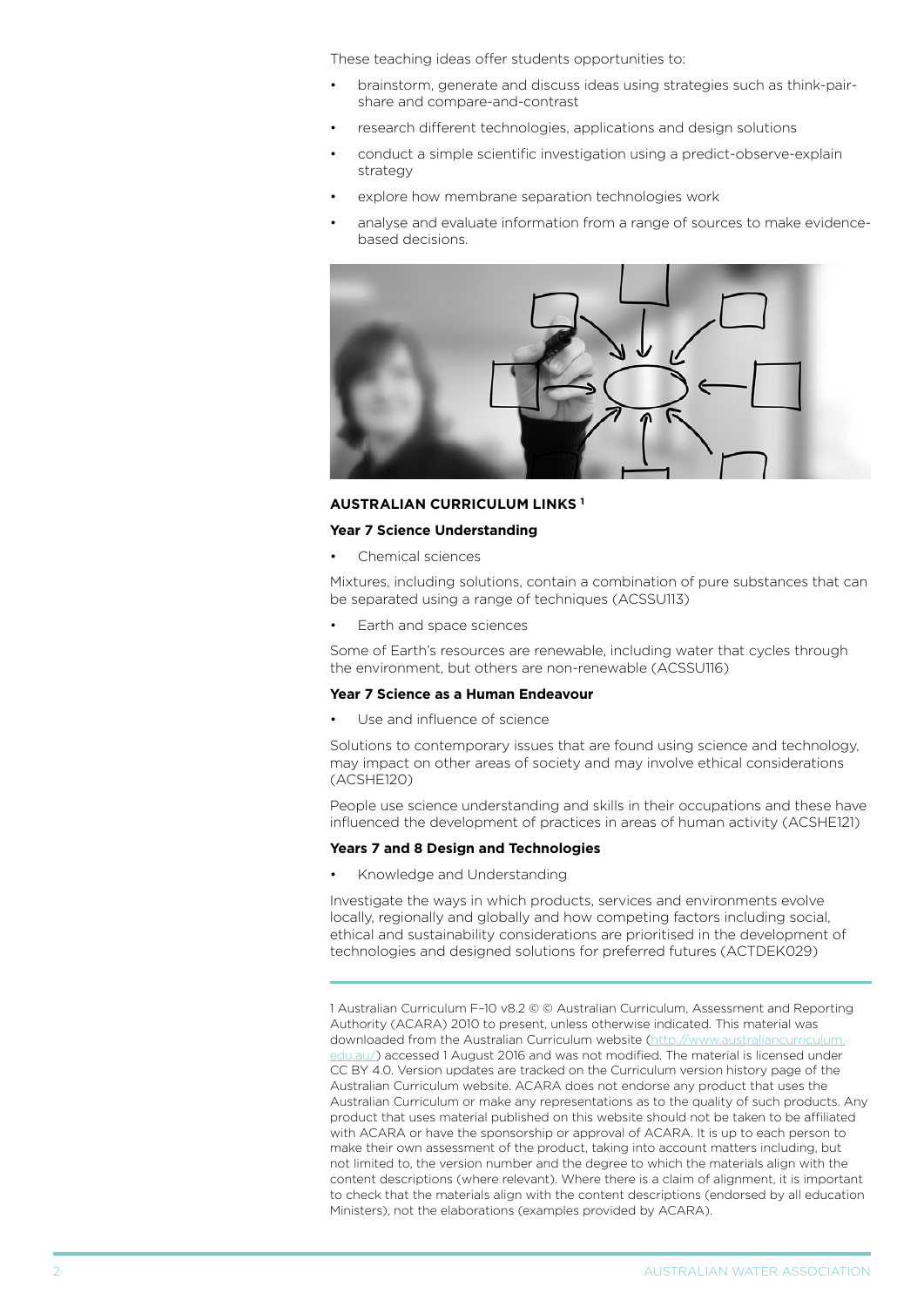These teaching ideas offer students opportunities to:

- brainstorm, generate and discuss ideas using strategies such as think-pair-share and compare-and-contrast
- research different technologies, applications and design solutions
- conduct a simple scientific investigation using a predict-observe-explain strategy
- explore how membrane separation technologies work
- analyse and evaluate information from a range of sources to make evidence-based decisions.

## AUSTRALIAN CURRICULUM LINKS [1]

### Year 7 Science Understanding

- Chemical sciences

Mixtures, including solutions, contain a combination of pure substances that can be separated using a range of techniques (ACSSU113)

- Earth and space sciences

Some of Earth's resources are renewable, including water that cycles through the environment, but others are non-renewable (ACSSU116)

### Year 7 Science as a Human Endeavour

- Use and influence of science

Solutions to contemporary issues that are found using science and technology, may impact on other areas of society and may involve ethical considerations (ACSHE120)

People use science understanding and skills in their occupations and these have influenced the development of practices in areas of human activity (ACSHE121)

### Years 7 and 8 Design and Technologies

- Knowledge and Understanding

Investigate the ways in which products, services and environments evolve locally, regionally and globally and how competing factors including social, ethical and sustainability considerations are prioritised in the development of technologies and designed solutions for preferred futures (ACTDEK029)

---

1 Australian Curriculum F–10 v8.2 © © Australian Curriculum, Assessment and Reporting Authority (ACARA) 2010 to present, unless otherwise indicated. This material was downloaded from the Australian Curriculum website (http://www.australiancurriculum.edu.au/) accessed 1 August 2016 and was not modified. The material is licensed under CC BY 4.0. Version updates are tracked on the Curriculum version history page of the Australian Curriculum website. ACARA does not endorse any product that uses the Australian Curriculum or make any representations as to the quality of such products. Any product that uses material published on this website should not be taken to be affiliated with ACARA or have the sponsorship or approval of ACARA. It is up to each person to make their own assessment of the product, taking into account matters including, but not limited to, the version number and the degree to which the materials align with the content descriptions (where relevant). Where there is a claim of alignment, it is important to check that the materials align with the content descriptions (endorsed by all education Ministers), not the elaborations (examples provided by ACARA).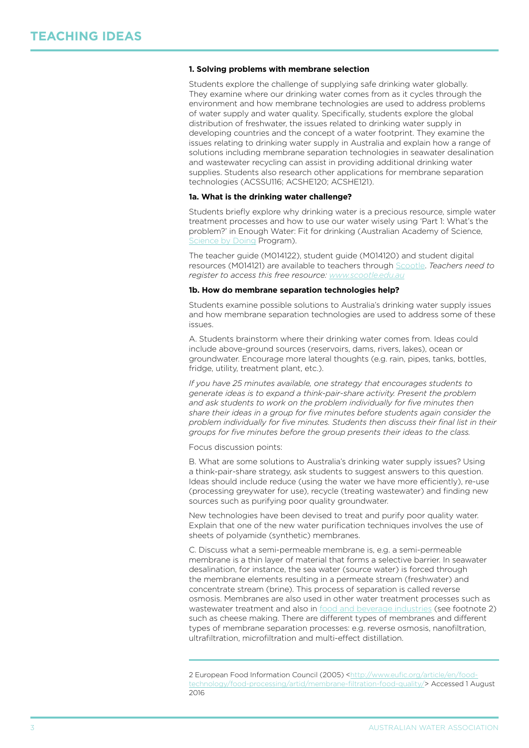# TEACHING IDEAS

**1. Solving problems with membrane selection**

Students explore the challenge of supplying safe drinking water globally. They examine where our drinking water comes from as it cycles through the environment and how membrane technologies are used to address problems of water supply and water quality. Specifically, students explore the global distribution of freshwater, the issues related to drinking water supply in developing countries and the concept of a water footprint. They examine the issues relating to drinking water supply in Australia and explain how a range of solutions including membrane separation technologies in seawater desalination and wastewater recycling can assist in providing additional drinking water supplies. Students also research other applications for membrane separation technologies (ACSSU116; ACSHE120; ACSHE121).

**1a. What is the drinking water challenge?**

Students briefly explore why drinking water is a precious resource, simple water treatment processes and how to use our water wisely using 'Part 1: What's the problem?' in Enough Water: Fit for drinking (Australian Academy of Science, Science by Doing Program).

The teacher guide (M014122), student guide (M014120) and student digital resources (M014121) are available to teachers through Scootle. *Teachers need to register to access this free resource: www.scootle.edu.au*

**1b. How do membrane separation technologies help?**

Students examine possible solutions to Australia's drinking water supply issues and how membrane separation technologies are used to address some of these issues.

A. Students brainstorm where their drinking water comes from. Ideas could include above-ground sources (reservoirs, dams, rivers, lakes), ocean or groundwater. Encourage more lateral thoughts (e.g. rain, pipes, tanks, bottles, fridge, utility, treatment plant, etc.).

*If you have 25 minutes available, one strategy that encourages students to generate ideas is to expand a think-pair-share activity. Present the problem and ask students to work on the problem individually for five minutes then share their ideas in a group for five minutes before students again consider the problem individually for five minutes. Students then discuss their final list in their groups for five minutes before the group presents their ideas to the class.*

Focus discussion points:

B. What are some solutions to Australia's drinking water supply issues? Using a think-pair-share strategy, ask students to suggest answers to this question. Ideas should include reduce (using the water we have more efficiently), re-use (processing greywater for use), recycle (treating wastewater) and finding new sources such as purifying poor quality groundwater.

New technologies have been devised to treat and purify poor quality water. Explain that one of the new water purification techniques involves the use of sheets of polyamide (synthetic) membranes.

C. Discuss what a semi-permeable membrane is, e.g. a semi-permeable membrane is a thin layer of material that forms a selective barrier. In seawater desalination, for instance, the sea water (source water) is forced through the membrane elements resulting in a permeate stream (freshwater) and concentrate stream (brine). This process of separation is called reverse osmosis. Membranes are also used in other water treatment processes such as wastewater treatment and also in food and beverage industries (see footnote 2) such as cheese making. There are different types of membranes and different types of membrane separation processes: e.g. reverse osmosis, nanofiltration, ultrafiltration, microfiltration and multi-effect distillation.

---

2 European Food Information Council (2005) <http://www.eufic.org/article/en/food-technology/food-processing/artid/membrane-filtration-food-quality/> Accessed 1 August 2016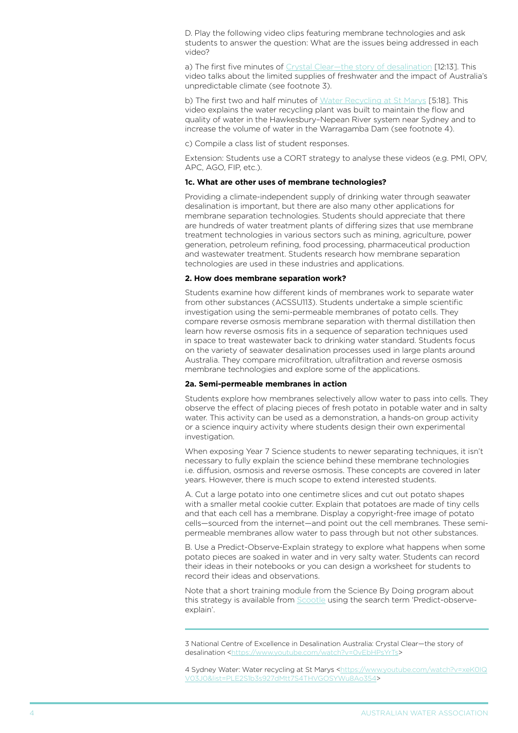D. Play the following video clips featuring membrane technologies and ask students to answer the question: What are the issues being addressed in each video?

a) The first five minutes of Crystal Clear—the story of desalination [12:13]. This video talks about the limited supplies of freshwater and the impact of Australia's unpredictable climate (see footnote 3).

b) The first two and half minutes of Water Recycling at St Marys [5:18]. This video explains the water recycling plant was built to maintain the flow and quality of water in the Hawkesbury–Nepean River system near Sydney and to increase the volume of water in the Warragamba Dam (see footnote 4).

c) Compile a class list of student responses.

Extension: Students use a CORT strategy to analyse these videos (e.g. PMI, OPV, APC, AGO, FIP, etc.).

**1c. What are other uses of membrane technologies?**

Providing a climate-independent supply of drinking water through seawater desalination is important, but there are also many other applications for membrane separation technologies. Students should appreciate that there are hundreds of water treatment plants of differing sizes that use membrane treatment technologies in various sectors such as mining, agriculture, power generation, petroleum refining, food processing, pharmaceutical production and wastewater treatment. Students research how membrane separation technologies are used in these industries and applications.

**2. How does membrane separation work?**

Students examine how different kinds of membranes work to separate water from other substances (ACSSU113). Students undertake a simple scientific investigation using the semi-permeable membranes of potato cells. They compare reverse osmosis membrane separation with thermal distillation then learn how reverse osmosis fits in a sequence of separation techniques used in space to treat wastewater back to drinking water standard. Students focus on the variety of seawater desalination processes used in large plants around Australia. They compare microfiltration, ultrafiltration and reverse osmosis membrane technologies and explore some of the applications.

**2a. Semi-permeable membranes in action**

Students explore how membranes selectively allow water to pass into cells. They observe the effect of placing pieces of fresh potato in potable water and in salty water. This activity can be used as a demonstration, a hands-on group activity or a science inquiry activity where students design their own experimental investigation.

When exposing Year 7 Science students to newer separating techniques, it isn't necessary to fully explain the science behind these membrane technologies i.e. diffusion, osmosis and reverse osmosis. These concepts are covered in later years. However, there is much scope to extend interested students.

A. Cut a large potato into one centimetre slices and cut out potato shapes with a smaller metal cookie cutter. Explain that potatoes are made of tiny cells and that each cell has a membrane. Display a copyright-free image of potato cells—sourced from the internet—and point out the cell membranes. These semi-permeable membranes allow water to pass through but not other substances.

B. Use a Predict-Observe-Explain strategy to explore what happens when some potato pieces are soaked in water and in very salty water. Students can record their ideas in their notebooks or you can design a worksheet for students to record their ideas and observations.

Note that a short training module from the Science By Doing program about this strategy is available from Scootle using the search term 'Predict-observe-explain'.

---

3 National Centre of Excellence in Desalination Australia: Crystal Clear—the story of desalination <https://www.youtube.com/watch?v=0vEbHPsYrTs>

4 Sydney Water: Water recycling at St Marys <https://www.youtube.com/watch?v=xeK0IQV03J0&list=PLE2S1b3s927dMtt7S4THVGOSYWu8Ao354>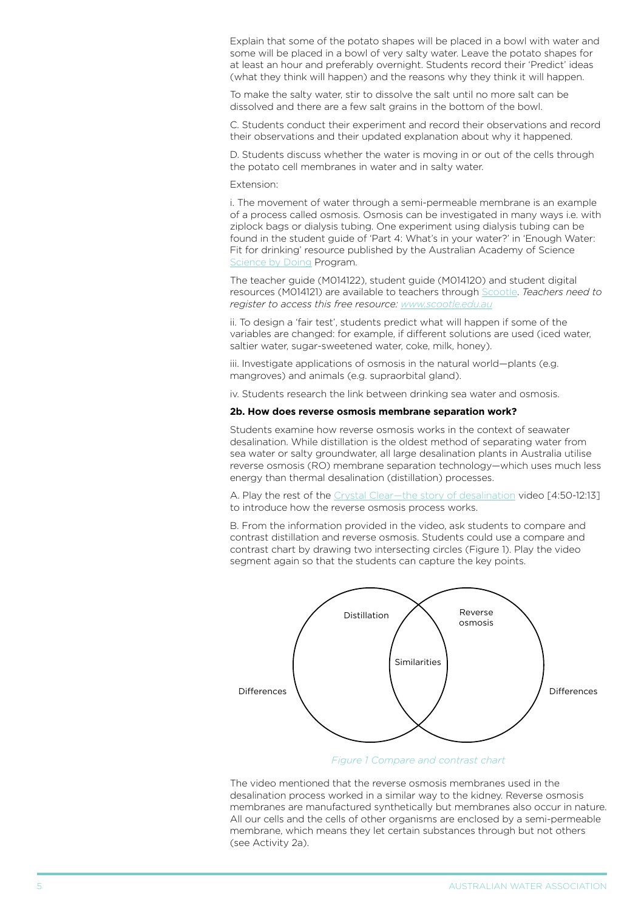Explain that some of the potato shapes will be placed in a bowl with water and some will be placed in a bowl of very salty water. Leave the potato shapes for at least an hour and preferably overnight. Students record their 'Predict' ideas (what they think will happen) and the reasons why they think it will happen.

To make the salty water, stir to dissolve the salt until no more salt can be dissolved and there are a few salt grains in the bottom of the bowl.

C. Students conduct their experiment and record their observations and record their observations and their updated explanation about why it happened.

D. Students discuss whether the water is moving in or out of the cells through the potato cell membranes in water and in salty water.

Extension:

i. The movement of water through a semi-permeable membrane is an example of a process called osmosis. Osmosis can be investigated in many ways i.e. with ziplock bags or dialysis tubing. One experiment using dialysis tubing can be found in the student guide of 'Part 4: What's in your water?' in 'Enough Water: Fit for drinking' resource published by the Australian Academy of Science Science by Doing Program.

The teacher guide (M014122), student guide (M014120) and student digital resources (M014121) are available to teachers through Scootle. *Teachers need to register to access this free resource: www.scootle.edu.au*

ii. To design a 'fair test', students predict what will happen if some of the variables are changed: for example, if different solutions are used (iced water, saltier water, sugar-sweetened water, coke, milk, honey).

iii. Investigate applications of osmosis in the natural world—plants (e.g. mangroves) and animals (e.g. supraorbital gland).

iv. Students research the link between drinking sea water and osmosis.

**2b. How does reverse osmosis membrane separation work?**

Students examine how reverse osmosis works in the context of seawater desalination. While distillation is the oldest method of separating water from sea water or salty groundwater, all large desalination plants in Australia utilise reverse osmosis (RO) membrane separation technology—which uses much less energy than thermal desalination (distillation) processes.

A. Play the rest of the Crystal Clear—the story of desalination video [4:50-12:13] to introduce how the reverse osmosis process works.

B. From the information provided in the video, ask students to compare and contrast distillation and reverse osmosis. Students could use a compare and contrast chart by drawing two intersecting circles (Figure 1). Play the video segment again so that the students can capture the key points.

Differences | Distillation | Similarities | Reverse osmosis | Differences

*Figure 1 Compare and contrast chart*

The video mentioned that the reverse osmosis membranes used in the desalination process worked in a similar way to the kidney. Reverse osmosis membranes are manufactured synthetically but membranes also occur in nature. All our cells and the cells of other organisms are enclosed by a semi-permeable membrane, which means they let certain substances through but not others (see Activity 2a).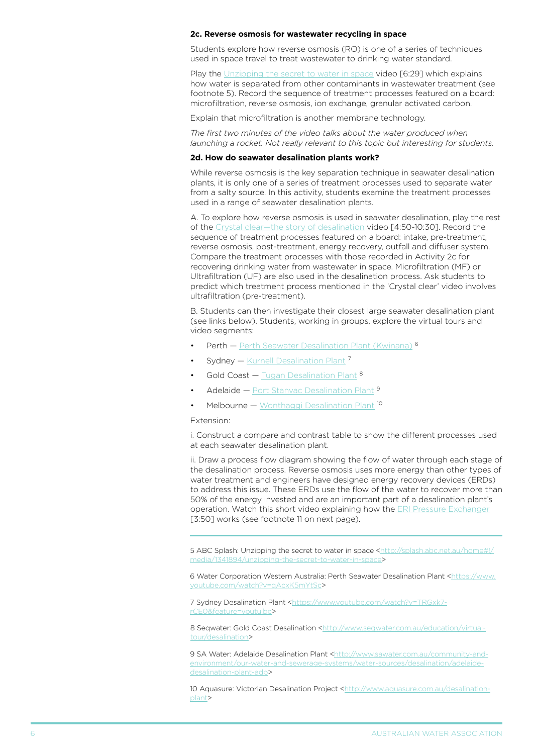**2c. Reverse osmosis for wastewater recycling in space**

Students explore how reverse osmosis (RO) is one of a series of techniques used in space travel to treat wastewater to drinking water standard.

Play the Unzipping the secret to water in space video [6:29] which explains how water is separated from other contaminants in wastewater treatment (see footnote 5). Record the sequence of treatment processes featured on a board: microfiltration, reverse osmosis, ion exchange, granular activated carbon.

Explain that microfiltration is another membrane technology.

*The first two minutes of the video talks about the water produced when launching a rocket. Not really relevant to this topic but interesting for students.*

**2d. How do seawater desalination plants work?**

While reverse osmosis is the key separation technique in seawater desalination plants, it is only one of a series of treatment processes used to separate water from a salty source. In this activity, students examine the treatment processes used in a range of seawater desalination plants.

A. To explore how reverse osmosis is used in seawater desalination, play the rest of the Crystal clear—the story of desalination video [4:50-10:30]. Record the sequence of treatment processes featured on a board: intake, pre-treatment, reverse osmosis, post-treatment, energy recovery, outfall and diffuser system. Compare the treatment processes with those recorded in Activity 2c for recovering drinking water from wastewater in space. Microfiltration (MF) or Ultrafiltration (UF) are also used in the desalination process. Ask students to predict which treatment process mentioned in the 'Crystal clear' video involves ultrafiltration (pre-treatment).

B. Students can then investigate their closest large seawater desalination plant (see links below). Students, working in groups, explore the virtual tours and video segments:

- Perth — Perth Seawater Desalination Plant (Kwinana) [6]
- Sydney — Kurnell Desalination Plant [7]
- Gold Coast — Tugan Desalination Plant [8]
- Adelaide — Port Stanvac Desalination Plant [9]
- Melbourne — Wonthaggi Desalination Plant [10]

Extension:

i. Construct a compare and contrast table to show the different processes used at each seawater desalination plant.

ii. Draw a process flow diagram showing the flow of water through each stage of the desalination process. Reverse osmosis uses more energy than other types of water treatment and engineers have designed energy recovery devices (ERDs) to address this issue. These ERDs use the flow of the water to recover more than 50% of the energy invested and are an important part of a desalination plant's operation. Watch this short video explaining how the ERI Pressure Exchanger [3:50] works (see footnote 11 on next page).

---

5 ABC Splash: Unzipping the secret to water in space <http://splash.abc.net.au/home#!/media/1341894/unzipping-the-secret-to-water-in-space>

6 Water Corporation Western Australia: Perth Seawater Desalination Plant <https://www.youtube.com/watch?v=qAcxK5mYtSc>

7 Sydney Desalination Plant <https://www.youtube.com/watch?v=TRGxk7-rCE0&feature=youtu.be>

8 Seqwater: Gold Coast Desalination <http://www.seqwater.com.au/education/virtual-tour/desalination>

9 SA Water: Adelaide Desalination Plant <http://www.sawater.com.au/community-and-environment/our-water-and-sewerage-systems/water-sources/desalination/adelaide-desalination-plant-adp>

10 Aquasure: Victorian Desalination Project <http://www.aquasure.com.au/desalination-plant>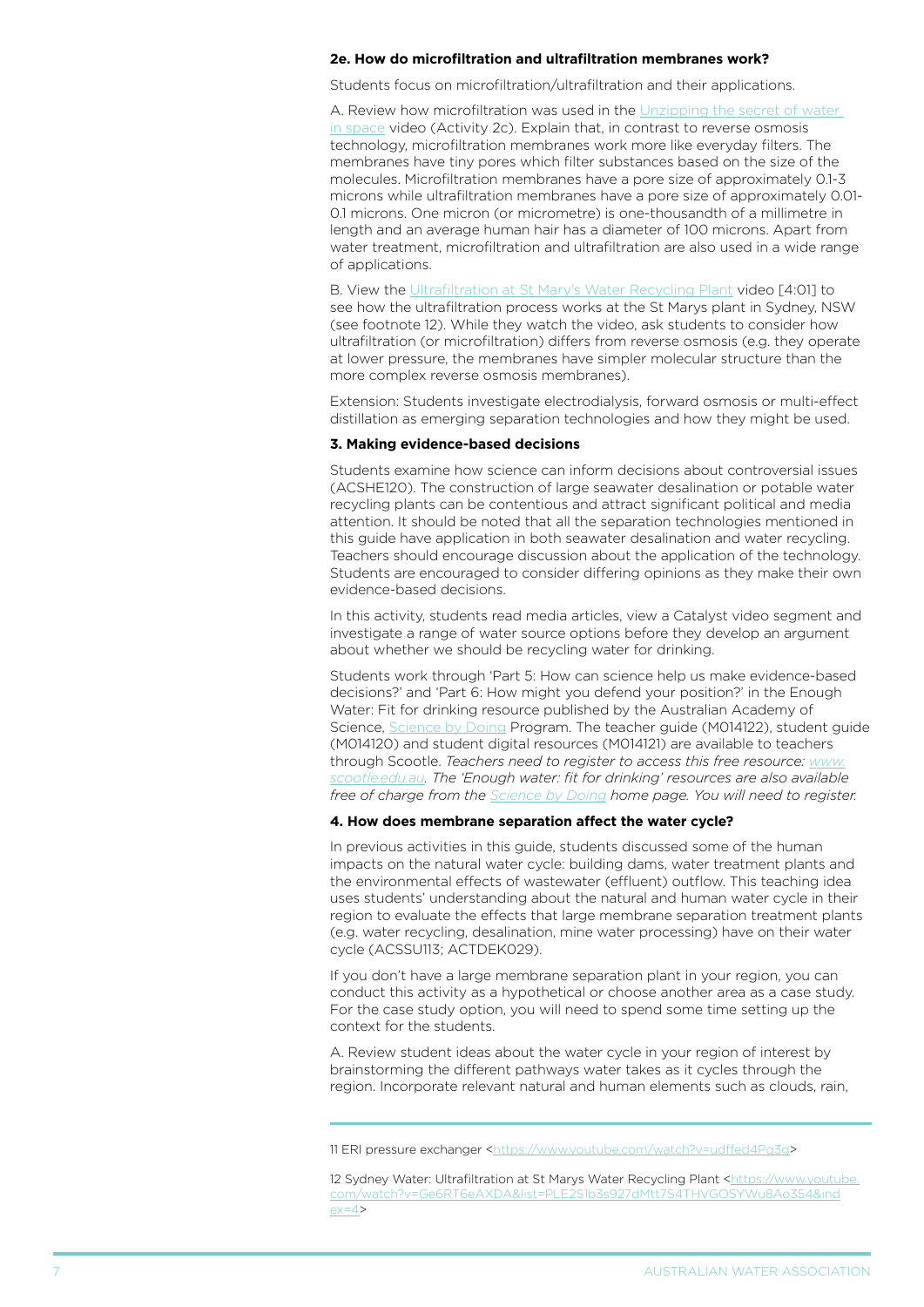**2e. How do microfiltration and ultrafiltration membranes work?**

Students focus on microfiltration/ultrafiltration and their applications.

A. Review how microfiltration was used in the Unzipping the secret of water in space video (Activity 2c). Explain that, in contrast to reverse osmosis technology, microfiltration membranes work more like everyday filters. The membranes have tiny pores which filter substances based on the size of the molecules. Microfiltration membranes have a pore size of approximately 0.1-3 microns while ultrafiltration membranes have a pore size of approximately 0.01-0.1 microns. One micron (or micrometre) is one-thousandth of a millimetre in length and an average human hair has a diameter of 100 microns. Apart from water treatment, microfiltration and ultrafiltration are also used in a wide range of applications.

B. View the Ultrafiltration at St Mary's Water Recycling Plant video [4:01] to see how the ultrafiltration process works at the St Marys plant in Sydney, NSW (see footnote 12). While they watch the video, ask students to consider how ultrafiltration (or microfiltration) differs from reverse osmosis (e.g. they operate at lower pressure, the membranes have simpler molecular structure than the more complex reverse osmosis membranes).

Extension: Students investigate electrodialysis, forward osmosis or multi-effect distillation as emerging separation technologies and how they might be used.

**3. Making evidence-based decisions**

Students examine how science can inform decisions about controversial issues (ACSHE120). The construction of large seawater desalination or potable water recycling plants can be contentious and attract significant political and media attention. It should be noted that all the separation technologies mentioned in this guide have application in both seawater desalination and water recycling. Teachers should encourage discussion about the application of the technology. Students are encouraged to consider differing opinions as they make their own evidence-based decisions.

In this activity, students read media articles, view a Catalyst video segment and investigate a range of water source options before they develop an argument about whether we should be recycling water for drinking.

Students work through 'Part 5: How can science help us make evidence-based decisions?' and 'Part 6: How might you defend your position?' in the Enough Water: Fit for drinking resource published by the Australian Academy of Science, Science by Doing Program. The teacher guide (M014122), student guide (M014120) and student digital resources (M014121) are available to teachers through Scootle. *Teachers need to register to access this free resource: www.scootle.edu.au. The 'Enough water: fit for drinking' resources are also available free of charge from the Science by Doing home page. You will need to register.*

**4. How does membrane separation affect the water cycle?**

In previous activities in this guide, students discussed some of the human impacts on the natural water cycle: building dams, water treatment plants and the environmental effects of wastewater (effluent) outflow. This teaching idea uses students' understanding about the natural and human water cycle in their region to evaluate the effects that large membrane separation treatment plants (e.g. water recycling, desalination, mine water processing) have on their water cycle (ACSSU113; ACTDEK029).

If you don't have a large membrane separation plant in your region, you can conduct this activity as a hypothetical or choose another area as a case study. For the case study option, you will need to spend some time setting up the context for the students.

A. Review student ideas about the water cycle in your region of interest by brainstorming the different pathways water takes as it cycles through the region. Incorporate relevant natural and human elements such as clouds, rain,

---

11 ERI pressure exchanger <https://www.youtube.com/watch?v=udffed4Pg3g>

12 Sydney Water: Ultrafiltration at St Marys Water Recycling Plant <https://www.youtube.com/watch?v=Ge6RT6eAXDA&list=PLE2S1b3s927dMtt7S4THVGOSYWu8Ao354&index=4>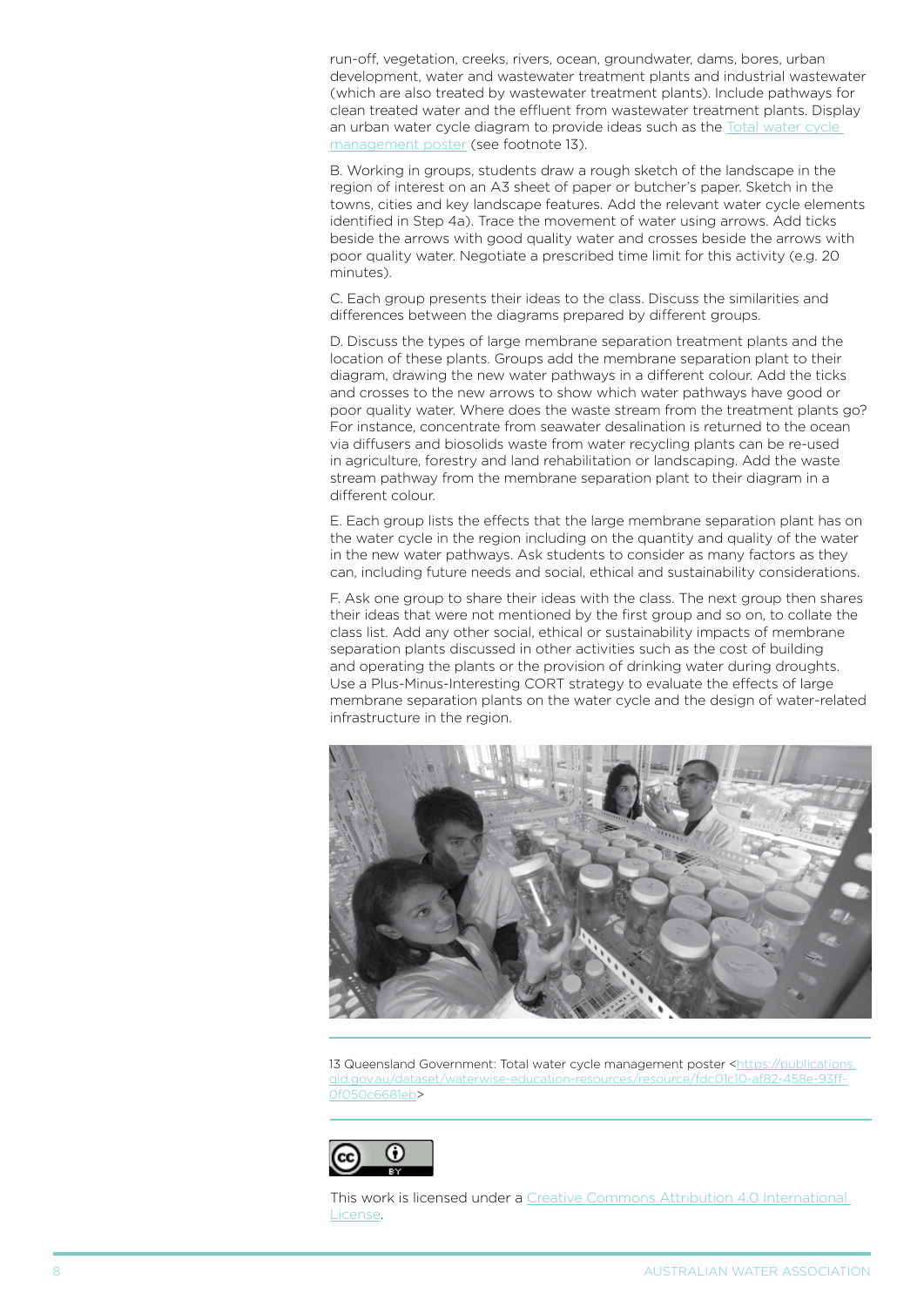run-off, vegetation, creeks, rivers, ocean, groundwater, dams, bores, urban development, water and wastewater treatment plants and industrial wastewater (which are also treated by wastewater treatment plants). Include pathways for clean treated water and the effluent from wastewater treatment plants. Display an urban water cycle diagram to provide ideas such as the Total water cycle management poster (see footnote 13).

B. Working in groups, students draw a rough sketch of the landscape in the region of interest on an A3 sheet of paper or butcher's paper. Sketch in the towns, cities and key landscape features. Add the relevant water cycle elements identified in Step 4a). Trace the movement of water using arrows. Add ticks beside the arrows with good quality water and crosses beside the arrows with poor quality water. Negotiate a prescribed time limit for this activity (e.g. 20 minutes).

C. Each group presents their ideas to the class. Discuss the similarities and differences between the diagrams prepared by different groups.

D. Discuss the types of large membrane separation treatment plants and the location of these plants. Groups add the membrane separation plant to their diagram, drawing the new water pathways in a different colour. Add the ticks and crosses to the new arrows to show which water pathways have good or poor quality water. Where does the waste stream from the treatment plants go? For instance, concentrate from seawater desalination is returned to the ocean via diffusers and biosolids waste from water recycling plants can be re-used in agriculture, forestry and land rehabilitation or landscaping. Add the waste stream pathway from the membrane separation plant to their diagram in a different colour.

E. Each group lists the effects that the large membrane separation plant has on the water cycle in the region including on the quantity and quality of the water in the new water pathways. Ask students to consider as many factors as they can, including future needs and social, ethical and sustainability considerations.

F. Ask one group to share their ideas with the class. The next group then shares their ideas that were not mentioned by the first group and so on, to collate the class list. Add any other social, ethical or sustainability impacts of membrane separation plants discussed in other activities such as the cost of building and operating the plants or the provision of drinking water during droughts. Use a Plus-Minus-Interesting CORT strategy to evaluate the effects of large membrane separation plants on the water cycle and the design of water-related infrastructure in the region.

13 Queensland Government: Total water cycle management poster <https://publications.qld.gov.au/dataset/waterwise-education-resources/resource/fdc01c10-af82-458e-93ff-0f050c6681eb>

This work is licensed under a Creative Commons Attribution 4.0 International License.